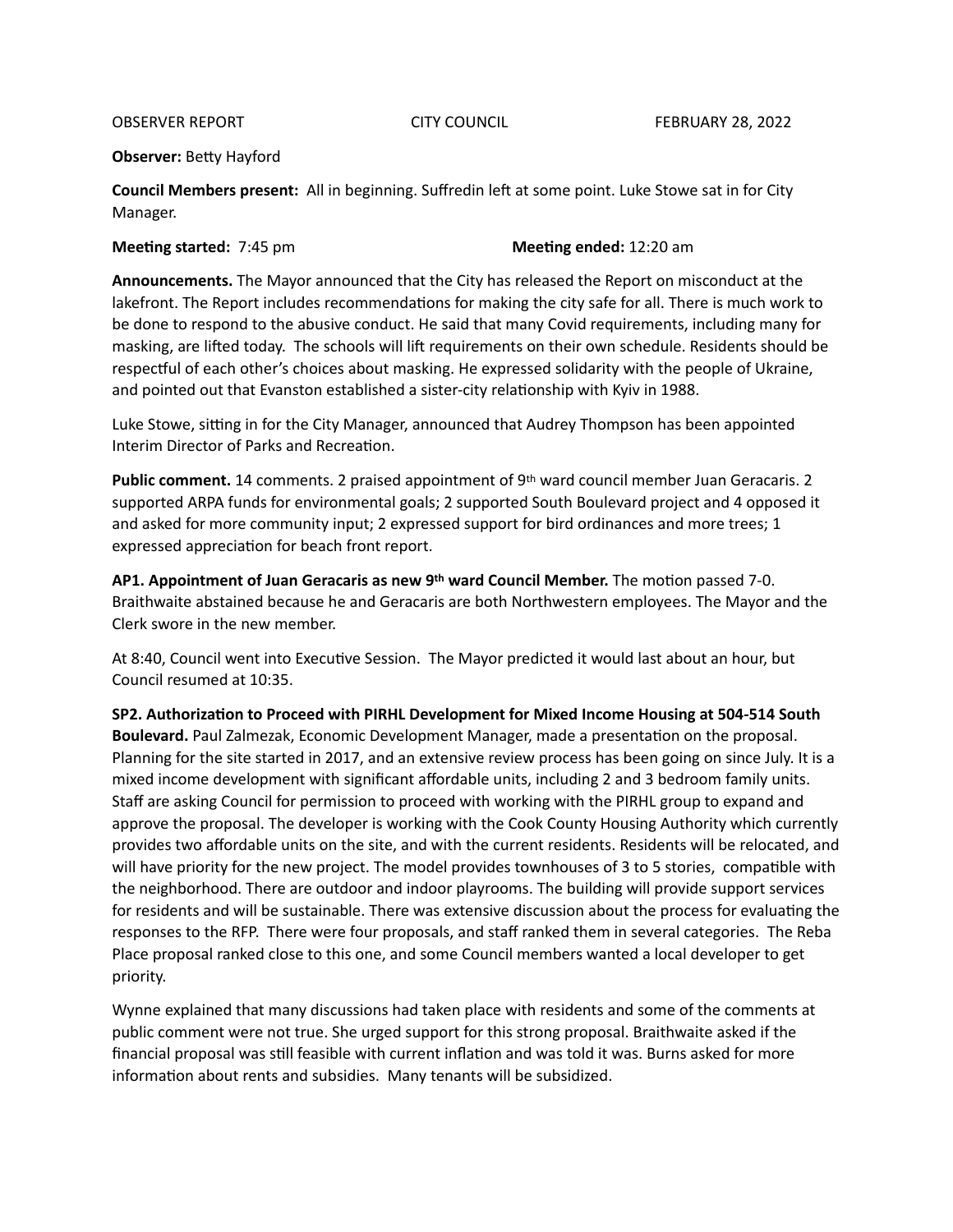OBSERVER REPORT CITY COUNCIL FEBRUARY 28, 2022

**Observer:** Betty Hayford

**Council Members present:** All in beginning. Suffredin left at some point. Luke Stowe sat in for City Manager.

**Meeting started:** 7:45 pm **Meeting ended:** 12:20 am

**Announcements.** The Mayor announced that the City has released the Report on misconduct at the lakefront. The Report includes recommendations for making the city safe for all. There is much work to be done to respond to the abusive conduct. He said that many Covid requirements, including many for masking, are lifted today. The schools will lift requirements on their own schedule. Residents should be respectful of each other's choices about masking. He expressed solidarity with the people of Ukraine, and pointed out that Evanston established a sister-city relationship with Kyiv in 1988.

Luke Stowe, sitting in for the City Manager, announced that Audrey Thompson has been appointed Interim Director of Parks and Recreation.

**Public comment.** 14 comments. 2 praised appointment of 9th ward council member Juan Geracaris. 2 supported ARPA funds for environmental goals; 2 supported South Boulevard project and 4 opposed it and asked for more community input; 2 expressed support for bird ordinances and more trees; 1 expressed appreciation for beach front report.

**AP1. Appointment of Juan Geracaris as new 9th ward Council Member.** The motion passed 7-0. Braithwaite abstained because he and Geracaris are both Northwestern employees. The Mayor and the Clerk swore in the new member.

At 8:40, Council went into Executive Session. The Mayor predicted it would last about an hour, but Council resumed at 10:35.

**SP2. Authorization to Proceed with PIRHL Development for Mixed Income Housing at 504-514 South Boulevard.** Paul Zalmezak, Economic Development Manager, made a presentation on the proposal. Planning for the site started in 2017, and an extensive review process has been going on since July. It is a mixed income development with significant affordable units, including 2 and 3 bedroom family units. Staff are asking Council for permission to proceed with working with the PIRHL group to expand and approve the proposal. The developer is working with the Cook County Housing Authority which currently provides two affordable units on the site, and with the current residents. Residents will be relocated, and will have priority for the new project. The model provides townhouses of 3 to 5 stories, compatible with the neighborhood. There are outdoor and indoor playrooms. The building will provide support services for residents and will be sustainable. There was extensive discussion about the process for evaluating the responses to the RFP. There were four proposals, and staff ranked them in several categories. The Reba Place proposal ranked close to this one, and some Council members wanted a local developer to get priority.

Wynne explained that many discussions had taken place with residents and some of the comments at public comment were not true. She urged support for this strong proposal. Braithwaite asked if the financial proposal was still feasible with current inflation and was told it was. Burns asked for more information about rents and subsidies. Many tenants will be subsidized.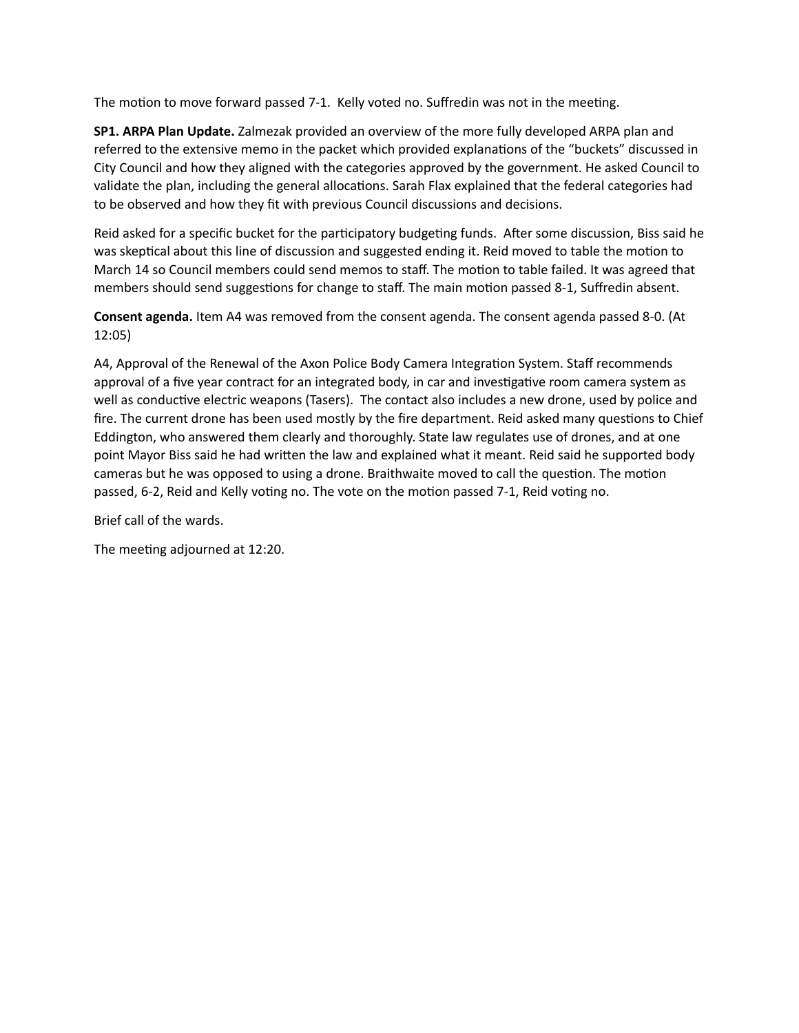The motion to move forward passed 7-1. Kelly voted no. Suffredin was not in the meeting.

**SP1. ARPA Plan Update.** Zalmezak provided an overview of the more fully developed ARPA plan and referred to the extensive memo in the packet which provided explanations of the "buckets" discussed in City Council and how they aligned with the categories approved by the government. He asked Council to validate the plan, including the general allocations. Sarah Flax explained that the federal categories had to be observed and how they fit with previous Council discussions and decisions.

Reid asked for a specific bucket for the participatory budgeting funds. After some discussion, Biss said he was skeptical about this line of discussion and suggested ending it. Reid moved to table the motion to March 14 so Council members could send memos to staff. The motion to table failed. It was agreed that members should send suggestions for change to staff. The main motion passed 8-1, Suffredin absent.

**Consent agenda.** Item A4 was removed from the consent agenda. The consent agenda passed 8-0. (At 12:05)

A4, Approval of the Renewal of the Axon Police Body Camera Integration System. Staff recommends approval of a five year contract for an integrated body, in car and investigative room camera system as well as conductive electric weapons (Tasers). The contact also includes a new drone, used by police and fire. The current drone has been used mostly by the fire department. Reid asked many questions to Chief Eddington, who answered them clearly and thoroughly. State law regulates use of drones, and at one point Mayor Biss said he had written the law and explained what it meant. Reid said he supported body cameras but he was opposed to using a drone. Braithwaite moved to call the question. The motion passed, 6-2, Reid and Kelly voting no. The vote on the motion passed 7-1, Reid voting no.

Brief call of the wards.

The meeting adjourned at 12:20.